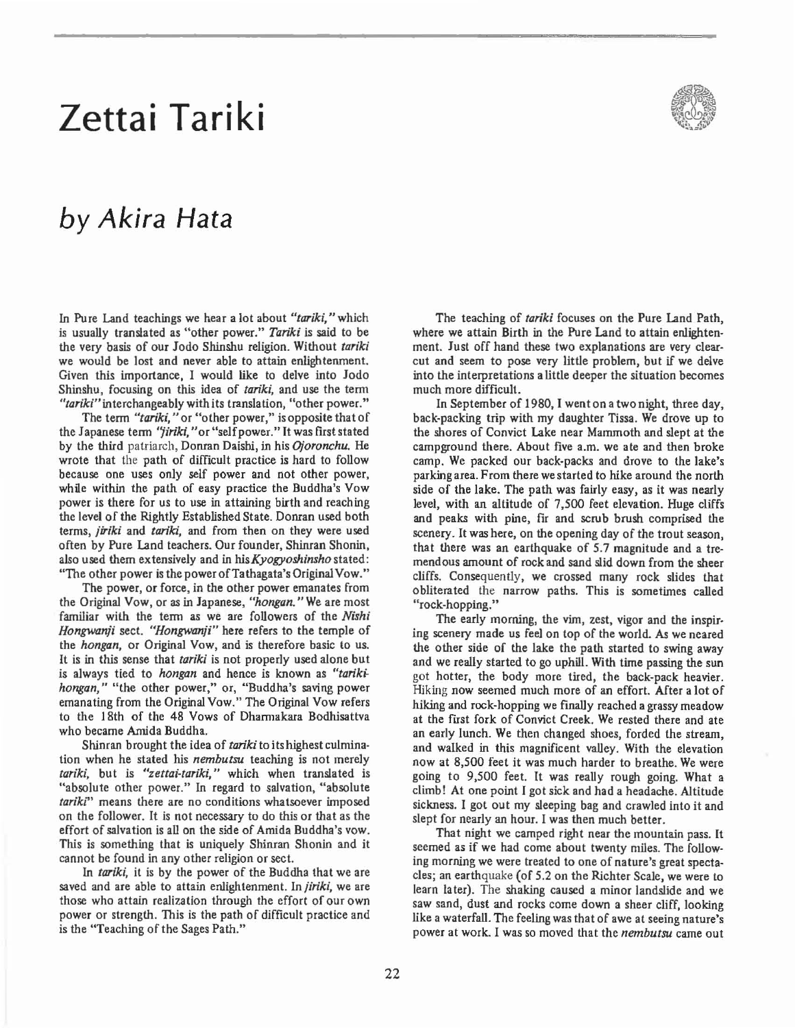# Zettai Tariki

## *by Akira Hata*

In Pure Land teachings we hear a lot about *"tariki,"* which is usually translated as "other power." *Tariki* is said to be the very basis of our Jodo Shinshu religion. Without *tariki* we would be lost and never able to attain enlightenment. Given this importance, I would like to delve into Jodo Shinshu, focusing on this idea of *tariki*, and use the term *"tariki"* interchangeably with its translation, "other power."

The term *"tariki,"* or "other power," is opposite that of the Japanese term *"jiriki,"* or "self power." It was first stated by the third patriarch, Donran Daishi, in his *Ojoronchu*. He wrote that the path of difficult practice is hard to follow because one uses only self power and not other power, while within the path of easy practice the Buddha's Vow power is there for us to use in attaining birth and reaching the level of the Rightly Established State. Donran used both terms, *jiriki* and *tariki*, and from then on they were used often by Pure Land teachers. Our founder, Shinran Shonin, also used them extensively and in his *Kyogyoshinsho* stated: "The other power is the power of Tathagata's Original Vow."

The power, or force, in the other power emanates from the Original Vow, or as in Japanese, *"hongan."* We are most familiar with the term as we are followers of the *Nishi Hongwanji* sect. *"Hongwanji"* here refers to the temple of the *hongan*, or Original Vow, and is therefore basic to us. It is in this sense that *tariki* is not properly used alone but is always tied to *hongan* and hence is known as *"tariki-hongan,"* "the other power," or, "Buddha's saving power emanating from the Original Vow." The Original Vow refers to the 18th of the 48 Vows of Dharmakara Bodhisattva who became Amida Buddha.

Shinran brought the idea of *tariki* to its highest culmination when he stated his *nembutsu* teaching is not merely *tariki*, but is *"zettai-tariki,"* which when translated is "absolute other power." In regard to salvation, "absolute *tariki*" means there are no conditions whatsoever imposed on the follower. It is not necessary to do this or that as the effort of salvation is all on the side of Amida Buddha's vow. This is something that is uniquely Shinran Shonin and it cannot be found in any other religion or sect.

In *tariki*, it is by the power of the Buddha that we are saved and are able to attain enlightenment. In *jiriki*, we are those who attain realization through the effort of our own power or strength. This is the path of difficult practice and is the "Teaching of the Sages Path."

The teaching of *tariki* focuses on the Pure Land Path, where we attain Birth in the Pure Land to attain enlightenment. Just off hand these two explanations are very clear-cut and seem to pose very little problem, but if we delve into the interpretations a little deeper the situation becomes much more difficult.

In September of 1980, I went on a two night, three day, back-packing trip with my daughter Tissa. We drove up to the shores of Convict Lake near Mammoth and slept at the campground there. About five a.m. we ate and then broke camp. We packed our back-packs and drove to the lake's parking area. From there we started to hike around the north side of the lake. The path was fairly easy, as it was nearly level, with an altitude of 7,500 feet elevation. Huge cliffs and peaks with pine, fir and scrub brush comprised the scenery. It was here, on the opening day of the trout season, that there was an earthquake of 5.7 magnitude and a tremendous amount of rock and sand slid down from the sheer cliffs. Consequently, we crossed many rock slides that obliterated the narrow paths. This is sometimes called "rock-hopping."

The early morning, the vim, zest, vigor and the inspiring scenery made us feel on top of the world. As we neared the other side of the lake the path started to swing away and we really started to go uphill. With time passing the sun got hotter, the body more tired, the back-pack heavier. Hiking now seemed much more of an effort. After a lot of hiking and rock-hopping we finally reached a grassy meadow at the first fork of Convict Creek. We rested there and ate an early lunch. We then changed shoes, forded the stream, and walked in this magnificent valley. With the elevation now at 8,500 feet it was much harder to breathe. We were going to 9,500 feet. It was really rough going. What a climb! At one point I got sick and had a headache. Altitude sickness. I got out my sleeping bag and crawled into it and slept for nearly an hour. I was then much better.

That night we camped right near the mountain pass. It seemed as if we had come about twenty miles. The following morning we were treated to one of nature's great spectacles; an earthquake (of 5.2 on the Richter Scale, we were to learn later). The shaking caused a minor landslide and we saw sand, dust and rocks come down a sheer cliff, looking like a waterfall. The feeling was that of awe at seeing nature's power at work. I was so moved that the *nembutsu* came out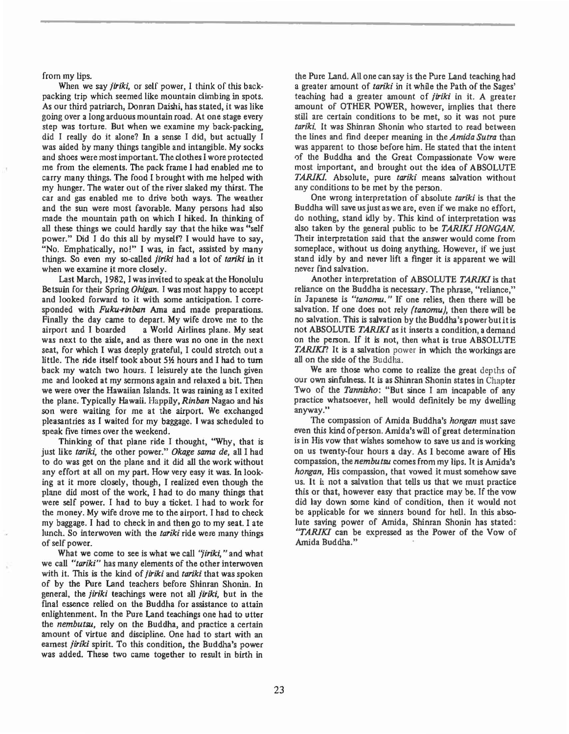from my lips.

When we say *jiriki,* or self power, I think of this back-packing trip which seemed like mountain climbing in spots. As our third patriarch, Donran Daishi, has stated, it was like going over a long arduous mountain road. At one stage every step was torture. But when we examine my back-packing, did I really do it alone? In a sense I did, but actually I was aided by many things tangible and intangible. My socks and shoes were most important. The clothes I wore protected me from the elements. The pack frame I had enabled me to carry many things. The food I brought with me helped with my hunger. The water out of the river slaked my thirst. The car and gas enabled me to drive both ways. The weather and the sun were most favorable. Many persons had also made the mountain path on which I hiked. In thinking of all these things we could hardly say that the hike was "self power." Did I do this all by myself? I would have to say, "No. Emphatically, no!" I was, in fact, assisted by many things. So even my so-called *jiriki* had a lot of *tariki* in it when we examine it more closely.

Last March, 1982, I was invited to speak at the Honolulu Betsuin for their Spring *Ohigan.* I was most happy to accept and looked forward to it with some anticipation. I corresponded with *Fuku-rinban* Ama and made preparations. Finally the day came to depart. My wife drove me to the airport and I boarded a World Airlines plane. My seat was next to the aisle, and as there was no one in the next seat, for which I was deeply grateful, I could stretch out a little. The ride itself took about 5½ hours and I had to turn back my watch two hours. I leisurely ate the lunch given me and looked at my sermons again and relaxed a bit. Then we were over the Hawaiian Islands. It was raining as I exited the plane. Typically Hawaii. Happily, *Rinban* Nagao and his son were waiting for me at the airport. We exchanged pleasantries as I waited for my baggage. I was scheduled to speak five times over the weekend.

Thinking of that plane ride I thought, "Why, that is just like *tariki,* the other power." *Okage sama de,* all I had to do was get on the plane and it did all the work without any effort at all on my part. How very easy it was. In looking at it more closely, though, I realized even though the plane did most of the work, I had to do many things that were self power. I had to buy a ticket. I had to work for the money. My wife drove me to the airport. I had to check my baggage. I had to check in and then go to my seat. I ate lunch. So interwoven with the *tariki* ride were many things of self power.

What we come to see is what we call *"jiriki,"* and what we call *"tariki"* has many elements of the other interwoven with it. This is the kind of *jiriki* and *tariki* that was spoken of by the Pure Land teachers before Shinran Shonin. In general, the *jiriki* teachings were not all *jiriki,* but in the final essence relied on the Buddha for assistance to attain enlightenment. In the Pure Land teachings one had to utter the *nembutsu,* rely on the Buddha, and practice a certain amount of virtue and discipline. One had to start with an earnest *jiriki* spirit. To this condition, the Buddha's power was added. These two came together to result in birth in the Pure Land. All one can say is the Pure Land teaching had a greater amount of *tariki* in it while the Path of the Sages' teaching had a greater amount of *jiriki* in it. A greater amount of OTHER POWER, however, implies that there still are certain conditions to be met, so it was not pure *tariki.* It was Shinran Shonin who started to read between the lines and find deeper meaning in the *Amida Sutra* than was apparent to those before him. He stated that the intent of the Buddha and the Great Compassionate Vow were most important, and brought out the idea of ABSOLUTE *TARIKI.* Absolute, pure *tariki* means salvation without any conditions to be met by the person.

One wrong interpretation of absolute *tariki* is that the Buddha will save us just as we are, even if we make no effort, do nothing, stand idly by. This kind of interpretation was also taken by the general public to be *TARIKI HONGAN.* Their interpretation said that the answer would come from someplace, without us doing anything. However, if we just stand idly by and never lift a finger it is apparent we will never find salvation.

Another interpretation of ABSOLUTE *TARIKI* is that reliance on the Buddha is necessary. The phrase, "reliance," in Japanese is *"tanomu."* If one relies, then there will be salvation. If one does not rely *(tanomu),* then there will be no salvation. This is salvation by the Buddha's power but it is not ABSOLUTE *TARIKI* as it inserts a condition, a demand on the person. If it is not, then what is true ABSOLUTE *TARIKI*? It is a salvation power in which the workings are all on the side of the Buddha.

We are those who come to realize the great depths of our own sinfulness. It is as Shinran Shonin states in Chapter Two of the *Tannisho*: "But since I am incapable of any practice whatsoever, hell would definitely be my dwelling anyway."

The compassion of Amida Buddha's *hongan* must save even this kind of person. Amida's will of great determination is in His vow that wishes somehow to save us and is working on us twenty-four hours a day. As I become aware of His compassion, the *nembutsu* comes from my lips. It is Amida's *hongan,* His compassion, that vowed it must somehow save us. It is not a salvation that tells us that we must practice this or that, however easy that practice may be. If the vow did lay down some kind of condition, then it would not be applicable for we sinners bound for hell. In this absolute saving power of Amida, Shinran Shonin has stated: *"TARIKI* can be expressed as the Power of the Vow of Amida Buddha."